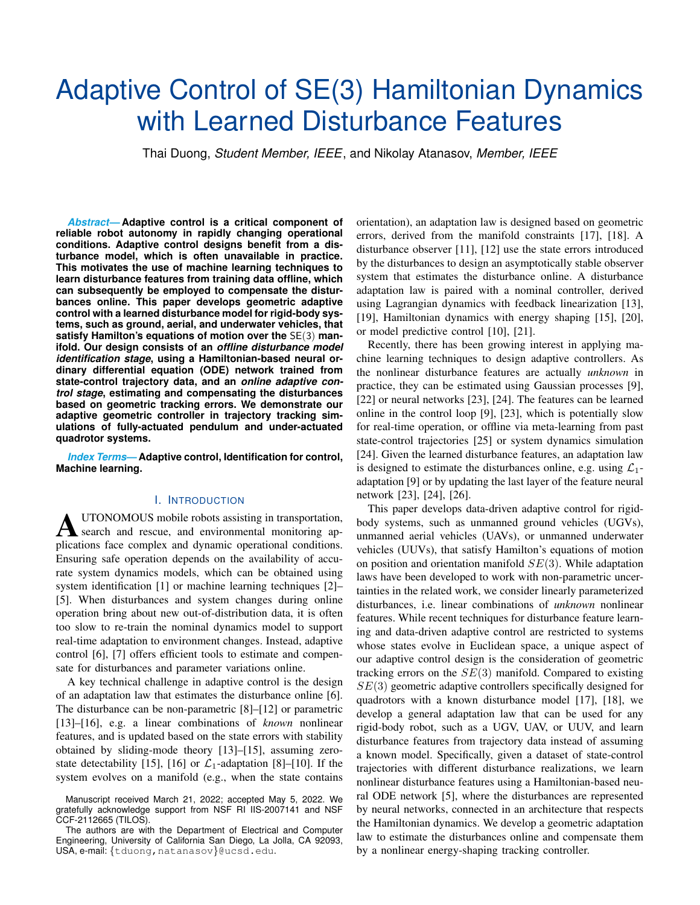# Adaptive Control of SE(3) Hamiltonian Dynamics with Learned Disturbance Features

Thai Duong, *Student Member, IEEE*, and Nikolay Atanasov, *Member, IEEE*

***Abstract*— Adaptive control is a critical component of reliable robot autonomy in rapidly changing operational conditions. Adaptive control designs benefit from a disturbance model, which is often unavailable in practice. This motivates the use of machine learning techniques to learn disturbance features from training data offline, which can subsequently be employed to compensate the disturbances online. This paper develops geometric adaptive control with a learned disturbance model for rigid-body systems, such as ground, aerial, and underwater vehicles, that satisfy Hamilton's equations of motion over the SE(3) manifold. Our design consists of an *offline disturbance model identification stage*, using a Hamiltonian-based neural ordinary differential equation (ODE) network trained from state-control trajectory data, and an *online adaptive control stage*, estimating and compensating the disturbances based on geometric tracking errors. We demonstrate our adaptive geometric controller in trajectory tracking simulations of fully-actuated pendulum and under-actuated quadrotor systems.**

***Index Terms*— Adaptive control, Identification for control, Machine learning.**

## I. Introduction

Autonomous mobile robots assisting in transportation, search and rescue, and environmental monitoring applications face complex and dynamic operational conditions. Ensuring safe operation depends on the availability of accurate system dynamics models, which can be obtained using system identification [1] or machine learning techniques [2]–[5]. When disturbances and system changes during online operation bring about new out-of-distribution data, it is often too slow to re-train the nominal dynamics model to support real-time adaptation to environment changes. Instead, adaptive control [6], [7] offers efficient tools to estimate and compensate for disturbances and parameter variations online.

A key technical challenge in adaptive control is the design of an adaptation law that estimates the disturbance online [6]. The disturbance can be non-parametric [8]–[12] or parametric [13]–[16], e.g. a linear combinations of *known* nonlinear features, and is updated based on the state errors with stability obtained by sliding-mode theory [13]–[15], assuming zero-state detectability [15], [16] or $\mathcal{L}_1$-adaptation [8]–[10]. If the system evolves on a manifold (e.g., when the state contains orientation), an adaptation law is designed based on geometric errors, derived from the manifold constraints [17], [18]. A disturbance observer [11], [12] use the state errors introduced by the disturbances to design an asymptotically stable observer system that estimates the disturbance online. A disturbance adaptation law is paired with a nominal controller, derived using Lagrangian dynamics with feedback linearization [13], [19], Hamiltonian dynamics with energy shaping [15], [20], or model predictive control [10], [21].

Recently, there has been growing interest in applying machine learning techniques to design adaptive controllers. As the nonlinear disturbance features are actually *unknown* in practice, they can be estimated using Gaussian processes [9], [22] or neural networks [23], [24]. The features can be learned online in the control loop [9], [23], which is potentially slow for real-time operation, or offline via meta-learning from past state-control trajectories [25] or system dynamics simulation [24]. Given the learned disturbance features, an adaptation law is designed to estimate the disturbances online, e.g. using $\mathcal{L}_1$-adaptation [9] or by updating the last layer of the feature neural network [23], [24], [26].

This paper develops data-driven adaptive control for rigid-body systems, such as unmanned ground vehicles (UGVs), unmanned aerial vehicles (UAVs), or unmanned underwater vehicles (UUVs), that satisfy Hamilton's equations of motion on position and orientation manifold $SE(3)$. While adaptation laws have been developed to work with non-parametric uncertainties in the related work, we consider linearly parameterized disturbances, i.e. linear combinations of *unknown* nonlinear features. While recent techniques for disturbance feature learning and data-driven adaptive control are restricted to systems whose states evolve in Euclidean space, a unique aspect of our adaptive control design is the consideration of geometric tracking errors on the $SE(3)$ manifold. Compared to existing $SE(3)$ geometric adaptive controllers specifically designed for quadrotors with a known disturbance model [17], [18], we develop a general adaptation law that can be used for any rigid-body robot, such as a UGV, UAV, or UUV, and learn disturbance features from trajectory data instead of assuming a known model. Specifically, given a dataset of state-control trajectories with different disturbance realizations, we learn nonlinear disturbance features using a Hamiltonian-based neural ODE network [5], where the disturbances are represented by neural networks, connected in an architecture that respects the Hamiltonian dynamics. We develop a geometric adaptation law to estimate the disturbances online and compensate them by a nonlinear energy-shaping tracking controller.

Manuscript received March 21, 2022; accepted May 5, 2022. We gratefully acknowledge support from NSF RI IIS-2007141 and NSF CCF-2112665 (TILOS).

The authors are with the Department of Electrical and Computer Engineering, University of California San Diego, La Jolla, CA 92093, USA, e-mail: {tduong, natanasov}@ucsd.edu.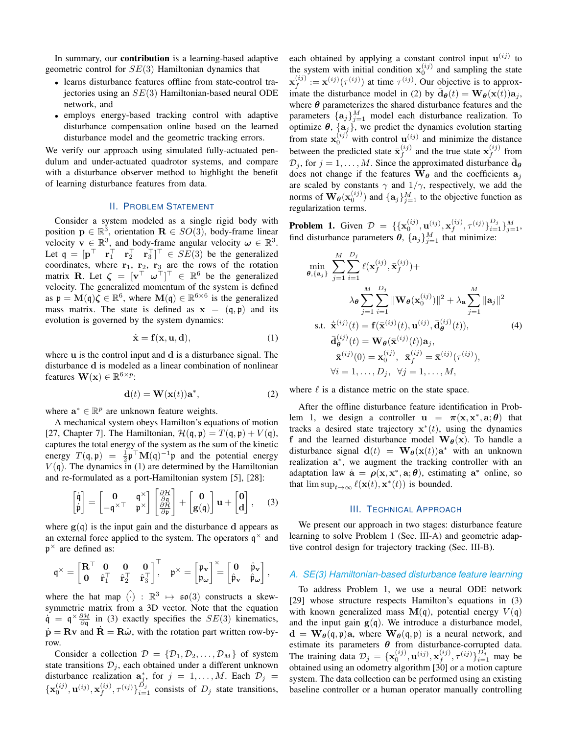In summary, our **contribution** is a learning-based adaptive geometric control for $SE(3)$ Hamiltonian dynamics that

- learns disturbance features offline from state-control trajectories using an $SE(3)$ Hamiltonian-based neural ODE network, and
- employs energy-based tracking control with adaptive disturbance compensation online based on the learned disturbance model and the geometric tracking errors.

We verify our approach using simulated fully-actuated pendulum and under-actuated quadrotor systems, and compare with a disturbance observer method to highlight the benefit of learning disturbance features from data.

## II. Problem Statement

Consider a system modeled as a single rigid body with position $\mathbf{p} \in \mathbb{R}^3$, orientation $\mathbf{R} \in SO(3)$, body-frame linear velocity $\mathbf{v} \in \mathbb{R}^3$, and body-frame angular velocity $\boldsymbol{\omega} \in \mathbb{R}^3$. Let $\mathfrak{q} = [\mathbf{p}^\top \quad \mathbf{r}_1^\top \quad \mathbf{r}_2^\top \quad \mathbf{r}_3^\top]^\top \in SE(3)$ be the generalized coordinates, where $\mathbf{r}_1$, $\mathbf{r}_2$, $\mathbf{r}_3$ are the rows of the rotation matrix $\mathbf{R}$. Let $\boldsymbol{\zeta} = [\mathbf{v}^\top \quad \boldsymbol{\omega}^\top]^\top \in \mathbb{R}^6$ be the generalized velocity. The generalized momentum of the system is defined as $\mathfrak{p} = \mathbf{M}(\mathfrak{q})\boldsymbol{\zeta} \in \mathbb{R}^6$, where $\mathbf{M}(\mathfrak{q}) \in \mathbb{R}^{6\times 6}$ is the generalized mass matrix. The state is defined as $\mathbf{x} = (\mathfrak{q}, \mathfrak{p})$ and its evolution is governed by the system dynamics:

$$\dot{\mathbf{x}} = \mathbf{f}(\mathbf{x}, \mathbf{u}, \mathbf{d}), \tag{1}$$

where $\mathbf{u}$ is the control input and $\mathbf{d}$ is a disturbance signal. The disturbance $\mathbf{d}$ is modeled as a linear combination of nonlinear features $\mathbf{W}(\mathbf{x}) \in \mathbb{R}^{6\times p}$:

$$\mathbf{d}(t) = \mathbf{W}(\mathbf{x}(t))\mathbf{a}^*, \tag{2}$$

where $\mathbf{a}^* \in \mathbb{R}^p$ are unknown feature weights.

A mechanical system obeys Hamilton's equations of motion [27, Chapter 7]. The Hamiltonian, $\mathcal{H}(\mathfrak{q}, \mathfrak{p}) = T(\mathfrak{q}, \mathfrak{p}) + V(\mathfrak{q})$, captures the total energy of the system as the sum of the kinetic energy $T(\mathfrak{q}, \mathfrak{p}) = \frac{1}{2}\mathfrak{p}^\top \mathbf{M}(\mathfrak{q})^{-1}\mathfrak{p}$ and the potential energy $V(\mathfrak{q})$. The dynamics in (1) are determined by the Hamiltonian and re-formulated as a port-Hamiltonian system [5], [28]:

$$\begin{bmatrix} \dot{\mathfrak{q}} \\ \dot{\mathfrak{p}} \end{bmatrix} = \begin{bmatrix} \mathbf{0} & \mathfrak{q}^\times \\ -\mathfrak{q}^{\times\top} & \mathfrak{p}^\times \end{bmatrix} \begin{bmatrix} \frac{\partial \mathcal{H}}{\partial \mathfrak{q}} \\ \frac{\partial \mathcal{H}}{\partial \mathfrak{p}} \end{bmatrix} + \begin{bmatrix} \mathbf{0} \\ \mathbf{g}(\mathfrak{q}) \end{bmatrix} \mathbf{u} + \begin{bmatrix} \mathbf{0} \\ \mathbf{d} \end{bmatrix}, \tag{3}$$

where $\mathbf{g}(\mathfrak{q})$ is the input gain and the disturbance $\mathbf{d}$ appears as an external force applied to the system. The operators $\mathfrak{q}^\times$ and $\mathfrak{p}^\times$ are defined as:

$$\mathfrak{q}^\times = \begin{bmatrix} \mathbf{R}^\top & \mathbf{0} & \mathbf{0} & \mathbf{0} \\ \mathbf{0} & \hat{\mathbf{r}}_1^\top & \hat{\mathbf{r}}_2^\top & \hat{\mathbf{r}}_3^\top \end{bmatrix}^\top, \quad \mathfrak{p}^\times = \begin{bmatrix} \mathfrak{p}_\mathbf{v} \\ \mathfrak{p}_\boldsymbol{\omega} \end{bmatrix}^\times = \begin{bmatrix} \mathbf{0} & \hat{\mathfrak{p}}_\mathbf{v} \\ \hat{\mathfrak{p}}_\mathbf{v} & \hat{\mathfrak{p}}_\boldsymbol{\omega} \end{bmatrix},$$

where the hat map $\hat{(\cdot)} : \mathbb{R}^3 \mapsto \mathfrak{so}(3)$ constructs a skew-symmetric matrix from a 3D vector. Note that the equation $\dot{\mathfrak{q}} = \mathfrak{q}^\times \frac{\partial \mathcal{H}}{\partial \mathfrak{q}}$ in (3) exactly specifies the $SE(3)$ kinematics, $\dot{\mathbf{p}} = \mathbf{R}\mathbf{v}$ and $\dot{\mathbf{R}} = \mathbf{R}\hat{\boldsymbol{\omega}}$, with the rotation part written row-by-row.

Consider a collection $\mathcal{D} = \{\mathcal{D}_1, \mathcal{D}_2, \ldots, \mathcal{D}_M\}$ of system state transitions $\mathcal{D}_j$, each obtained under a different unknown disturbance realization $\mathbf{a}_j^*$, for $j = 1, \ldots, M$. Each $\mathcal{D}_j = \{\mathbf{x}_0^{(ij)}, \mathbf{u}^{(ij)}, \mathbf{x}_f^{(ij)}, \tau^{(ij)}\}_{i=1}^{D_j}$ consists of $D_j$ state transitions, each obtained by applying a constant control input $\mathbf{u}^{(ij)}$ to the system with initial condition $\mathbf{x}_0^{(ij)}$ and sampling the state $\mathbf{x}_f^{(ij)} := \mathbf{x}^{(ij)}(\tau^{(ij)})$ at time $\tau^{(ij)}$. Our objective is to approximate the disturbance model in (2) by $\bar{\mathbf{d}}_{\boldsymbol{\theta}}(t) = \mathbf{W}_{\boldsymbol{\theta}}(\mathbf{x}(t))\mathbf{a}_j$, where $\boldsymbol{\theta}$ parameterizes the shared disturbance features and the parameters $\{\mathbf{a}_j\}_{j=1}^M$ model each disturbance realization. To optimize $\boldsymbol{\theta}$, $\{\mathbf{a}_j\}$, we predict the dynamics evolution starting from state $\mathbf{x}_0^{(ij)}$ with control $\mathbf{u}^{(ij)}$ and minimize the distance between the predicted state $\bar{\mathbf{x}}_f^{(ij)}$ and the true state $\mathbf{x}_f^{(ij)}$ from $\mathcal{D}_j$, for $j = 1, \ldots, M$. Since the approximated disturbance $\bar{\mathbf{d}}_{\boldsymbol{\theta}}$ does not change if the features $\mathbf{W}_{\boldsymbol{\theta}}$ and the coefficients $\mathbf{a}_j$ are scaled by constants $\gamma$ and $1/\gamma$, respectively, we add the norms of $\mathbf{W}_{\boldsymbol{\theta}}(\mathbf{x}_0^{(ij)})$ and $\{\mathbf{a}_j\}_{j=1}^M$ to the objective function as regularization terms.

**Problem 1.** Given $\mathcal{D} = \{\{\mathbf{x}_0^{(ij)}, \mathbf{u}^{(ij)}, \mathbf{x}_f^{(ij)}, \tau^{(ij)}\}_{i=1}^{D_j}\}_{j=1}^M$, find disturbance parameters $\boldsymbol{\theta}$, $\{\mathbf{a}_j\}_{j=1}^M$ that minimize:

$$\begin{aligned}
\min_{\boldsymbol{\theta}, \{\mathbf{a}_j\}} \; & \sum_{j=1}^{M}\sum_{i=1}^{D_j} \ell(\mathbf{x}_f^{(ij)}, \bar{\mathbf{x}}_f^{(ij)}) + \\
& \lambda_{\boldsymbol{\theta}} \sum_{j=1}^{M}\sum_{i=1}^{D_j} \|\mathbf{W}_{\boldsymbol{\theta}}(\mathbf{x}_0^{(ij)})\|^2 + \lambda_\mathbf{a} \sum_{j=1}^{M} \|\mathbf{a}_j\|^2 \\
\text{s.t. } & \dot{\bar{\mathbf{x}}}^{(ij)}(t) = \mathbf{f}(\bar{\mathbf{x}}^{(ij)}(t), \mathbf{u}^{(ij)}, \bar{\mathbf{d}}_{\boldsymbol{\theta}}^{(ij)}(t)), \\
& \bar{\mathbf{d}}_{\boldsymbol{\theta}}^{(ij)}(t) = \mathbf{W}_{\boldsymbol{\theta}}(\bar{\mathbf{x}}^{(ij)}(t))\mathbf{a}_j, \\
& \bar{\mathbf{x}}^{(ij)}(0) = \mathbf{x}_0^{(ij)}, \;\; \bar{\mathbf{x}}_f^{(ij)} = \bar{\mathbf{x}}^{(ij)}(\tau^{(ij)}), \\
& \forall i = 1, \ldots, D_j, \;\; \forall j = 1, \ldots, M,
\end{aligned} \tag{4}$$

where $\ell$ is a distance metric on the state space.

After the offline disturbance feature identification in Problem 1, we design a controller $\mathbf{u} = \boldsymbol{\pi}(\mathbf{x}, \mathbf{x}^*, \mathbf{a}; \boldsymbol{\theta})$ that tracks a desired state trajectory $\mathbf{x}^*(t)$, using the dynamics $\mathbf{f}$ and the learned disturbance model $\mathbf{W}_{\boldsymbol{\theta}}(\mathbf{x})$. To handle a disturbance signal $\mathbf{d}(t) = \mathbf{W}_{\boldsymbol{\theta}}(\mathbf{x}(t))\mathbf{a}^*$ with an unknown realization $\mathbf{a}^*$, we augment the tracking controller with an adaptation law $\dot{\mathbf{a}} = \boldsymbol{\rho}(\mathbf{x}, \mathbf{x}^*, \mathbf{a}; \boldsymbol{\theta})$, estimating $\mathbf{a}^*$ online, so that $\limsup_{t\to\infty} \ell(\mathbf{x}(t), \mathbf{x}^*(t))$ is bounded.

## III. Technical Approach

We present our approach in two stages: disturbance feature learning to solve Problem 1 (Sec. III-A) and geometric adaptive control design for trajectory tracking (Sec. III-B).

### A. SE(3) Hamiltonian-based disturbance feature learning

To address Problem 1, we use a neural ODE network [29] whose structure respects Hamilton's equations in (3) with known generalized mass $\mathbf{M}(\mathfrak{q})$, potential energy $V(\mathfrak{q})$ and the input gain $\mathbf{g}(\mathfrak{q})$. We introduce a disturbance model, $\mathbf{d} = \mathbf{W}_{\boldsymbol{\theta}}(\mathfrak{q}, \mathfrak{p})\mathbf{a}$, where $\mathbf{W}_{\boldsymbol{\theta}}(\mathfrak{q}, \mathfrak{p})$ is a neural network, and estimate its parameters $\boldsymbol{\theta}$ from disturbance-corrupted data. The training data $\mathcal{D}_j = \{\mathbf{x}_0^{(ij)}, \mathbf{u}^{(ij)}, \mathbf{x}_f^{(ij)}, \tau^{(ij)}\}_{i=1}^{D_j}$ may be obtained using an odometry algorithm [30] or a motion capture system. The data collection can be performed using an existing baseline controller or a human operator manually controlling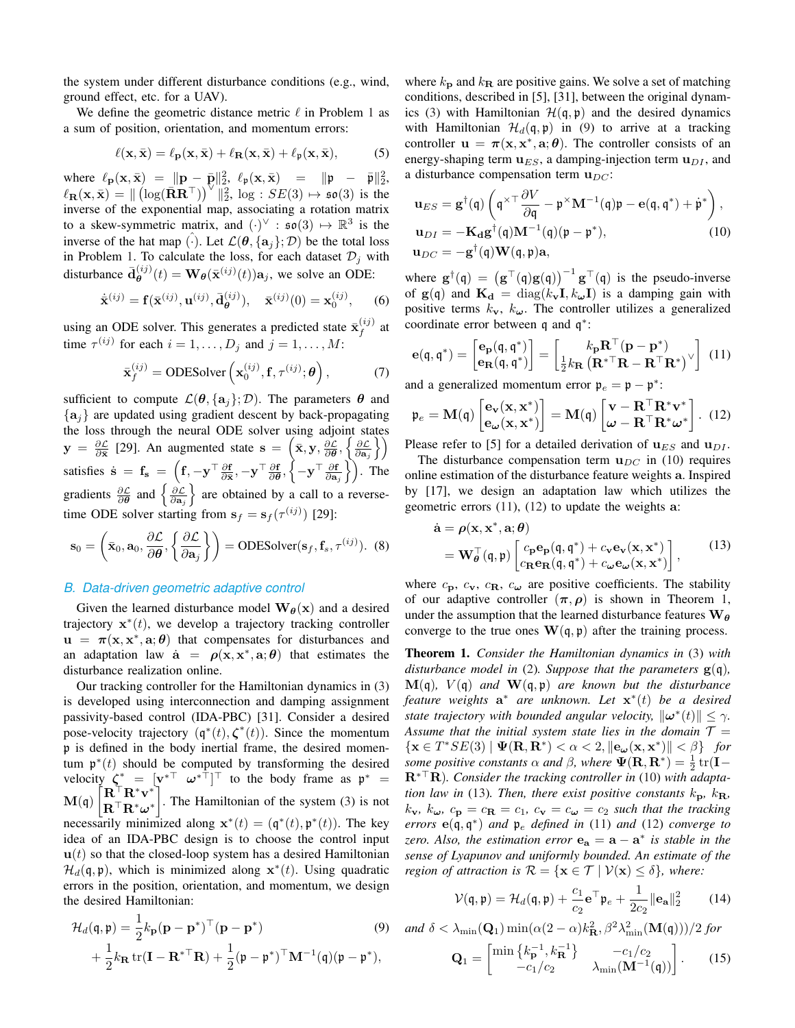the system under different disturbance conditions (e.g., wind, ground effect, etc. for a UAV).

We define the geometric distance metric $\ell$ in Problem 1 as a sum of position, orientation, and momentum errors:

$$\ell(\mathbf{x}, \bar{\mathbf{x}}) = \ell_{\mathbf{p}}(\mathbf{x}, \bar{\mathbf{x}}) + \ell_{\mathbf{R}}(\mathbf{x}, \bar{\mathbf{x}}) + \ell_{\mathfrak{p}}(\mathbf{x}, \bar{\mathbf{x}}), \tag{5}$$

where $\ell_{\mathbf{p}}(\mathbf{x}, \bar{\mathbf{x}}) = \|\mathbf{p} - \bar{\mathbf{p}}\|_2^2$, $\ell_{\mathfrak{p}}(\mathbf{x}, \bar{\mathbf{x}}) = \|\mathfrak{p} - \bar{\mathfrak{p}}\|_2^2$, $\ell_{\mathbf{R}}(\mathbf{x}, \bar{\mathbf{x}}) = \| \left(\log(\bar{\mathbf{R}}\mathbf{R}^\top)\right)^\vee \|_2^2$, $\log : SE(3) \mapsto \mathfrak{so}(3)$ is the inverse of the exponential map, associating a rotation matrix to a skew-symmetric matrix, and $(\cdot)^\vee : \mathfrak{so}(3) \mapsto \mathbb{R}^3$ is the inverse of the hat map $\hat{(\cdot)}$. Let $\mathcal{L}(\boldsymbol{\theta}, \{\mathbf{a}_j\}; \mathcal{D})$ be the total loss in Problem 1. To calculate the loss, for each dataset $\mathcal{D}_j$ with disturbance $\bar{\mathbf{d}}_{\boldsymbol{\theta}}^{(ij)}(t) = \mathbf{W}_{\boldsymbol{\theta}}(\bar{\mathbf{x}}^{(ij)}(t))\mathbf{a}_j$, we solve an ODE:

$$\dot{\bar{\mathbf{x}}}^{(ij)} = \mathbf{f}(\bar{\mathbf{x}}^{(ij)}, \mathbf{u}^{(ij)}, \bar{\mathbf{d}}_{\boldsymbol{\theta}}^{(ij)}), \quad \bar{\mathbf{x}}^{(ij)}(0) = \mathbf{x}_0^{(ij)}, \tag{6}$$

using an ODE solver. This generates a predicted state $\bar{\mathbf{x}}_f^{(ij)}$ at time $\tau^{(ij)}$ for each $i = 1, \ldots, D_j$ and $j = 1, \ldots, M$:

$$\bar{\mathbf{x}}_f^{(ij)} = \text{ODESolver}\left(\mathbf{x}_0^{(ij)}, \mathbf{f}, \tau^{(ij)}; \boldsymbol{\theta}\right), \tag{7}$$

sufficient to compute $\mathcal{L}(\boldsymbol{\theta}, \{\mathbf{a}_j\}; \mathcal{D})$. The parameters $\boldsymbol{\theta}$ and $\{\mathbf{a}_j\}$ are updated using gradient descent by back-propagating the loss through the neural ODE solver using adjoint states $\mathbf{y} = \frac{\partial \mathcal{L}}{\partial \bar{\mathbf{x}}}$ [29]. An augmented state $\mathbf{s} = \left(\bar{\mathbf{x}}, \mathbf{y}, \frac{\partial \mathcal{L}}{\partial \boldsymbol{\theta}}, \left\{\frac{\partial \mathcal{L}}{\partial \mathbf{a}_j}\right\}\right)$ satisfies $\dot{\mathbf{s}} = \mathbf{f_s} = \left(\mathbf{f}, -\mathbf{y}^\top \frac{\partial \mathbf{f}}{\partial \bar{\mathbf{x}}}, -\mathbf{y}^\top \frac{\partial \mathbf{f}}{\partial \boldsymbol{\theta}}, \left\{-\mathbf{y}^\top \frac{\partial \mathbf{f}}{\partial \mathbf{a}_j}\right\}\right)$. The gradients $\frac{\partial \mathcal{L}}{\partial \boldsymbol{\theta}}$ and $\left\{\frac{\partial \mathcal{L}}{\partial \mathbf{a}_j}\right\}$ are obtained by a call to a reverse-time ODE solver starting from $\mathbf{s}_f = \mathbf{s}_f(\tau^{(ij)})$ [29]:

$$\mathbf{s}_0 = \left(\bar{\mathbf{x}}_0, \mathbf{a}_0, \frac{\partial \mathcal{L}}{\partial \boldsymbol{\theta}}, \left\{\frac{\partial \mathcal{L}}{\partial \mathbf{a}_j}\right\}\right) = \text{ODESolver}(\mathbf{s}_f, \mathbf{f}_s, \tau^{(ij)}). \tag{8}$$

### B. Data-driven geometric adaptive control

Given the learned disturbance model $\mathbf{W}_{\boldsymbol{\theta}}(\mathbf{x})$ and a desired trajectory $\mathbf{x}^*(t)$, we develop a trajectory tracking controller $\mathbf{u} = \boldsymbol{\pi}(\mathbf{x}, \mathbf{x}^*, \mathbf{a}; \boldsymbol{\theta})$ that compensates for disturbances and an adaptation law $\dot{\mathbf{a}} = \boldsymbol{\rho}(\mathbf{x}, \mathbf{x}^*, \mathbf{a}; \boldsymbol{\theta})$ that estimates the disturbance realization online.

Our tracking controller for the Hamiltonian dynamics in (3) is developed using interconnection and damping assignment passivity-based control (IDA-PBC) [31]. Consider a desired pose-velocity trajectory $(\mathfrak{q}^*(t), \boldsymbol{\zeta}^*(t))$. Since the momentum $\mathfrak{p}$ is defined in the body inertial frame, the desired momentum $\mathfrak{p}^*(t)$ should be computed by transforming the desired velocity $\boldsymbol{\zeta}^* = [\mathbf{v}^{*\top} \ \boldsymbol{\omega}^{*\top}]^\top$ to the body frame as $\mathfrak{p}^* = \mathbf{M}(\mathfrak{q}) \begin{bmatrix} \mathbf{R}^\top \mathbf{R}^* \mathbf{v}^* \\ \mathbf{R}^\top \mathbf{R}^* \boldsymbol{\omega}^* \end{bmatrix}$. The Hamiltonian of the system (3) is not necessarily minimized along $\mathbf{x}^*(t) = (\mathfrak{q}^*(t), \mathfrak{p}^*(t))$. The key idea of an IDA-PBC design is to choose the control input $\mathbf{u}(t)$ so that the closed-loop system has a desired Hamiltonian $\mathcal{H}_d(\mathfrak{q}, \mathfrak{p})$, which is minimized along $\mathbf{x}^*(t)$. Using quadratic errors in the position, orientation, and momentum, we design the desired Hamiltonian:

$$\begin{aligned}
\mathcal{H}_d(\mathfrak{q}, \mathfrak{p}) &= \frac{1}{2} k_{\mathbf{p}} (\mathbf{p} - \mathbf{p}^*)^\top (\mathbf{p} - \mathbf{p}^*) \\
&+ \frac{1}{2} k_{\mathbf{R}} \operatorname{tr}(\mathbf{I} - \mathbf{R}^{*\top}\mathbf{R}) + \frac{1}{2} (\mathfrak{p} - \mathfrak{p}^*)^\top \mathbf{M}^{-1}(\mathfrak{q}) (\mathfrak{p} - \mathfrak{p}^*),
\end{aligned} \tag{9}$$

where $k_{\mathbf{p}}$ and $k_{\mathbf{R}}$ are positive gains. We solve a set of matching conditions, described in [5], [31], between the original dynamics (3) with Hamiltonian $\mathcal{H}(\mathfrak{q}, \mathfrak{p})$ and the desired dynamics with Hamiltonian $\mathcal{H}_d(\mathfrak{q}, \mathfrak{p})$ in (9) to arrive at a tracking controller $\mathbf{u} = \boldsymbol{\pi}(\mathbf{x}, \mathbf{x}^*, \mathbf{a}; \boldsymbol{\theta})$. The controller consists of an energy-shaping term $\mathbf{u}_{ES}$, a damping-injection term $\mathbf{u}_{DI}$, and a disturbance compensation term $\mathbf{u}_{DC}$:

$$\begin{aligned}
\mathbf{u}_{ES} &= \mathbf{g}^\dagger(\mathfrak{q}) \left( \mathfrak{q}^{\times\top} \frac{\partial V}{\partial \mathfrak{q}} - \mathfrak{p}^\times \mathbf{M}^{-1}(\mathfrak{q}) \mathfrak{p} - \mathbf{e}(\mathfrak{q}, \mathfrak{q}^*) + \dot{\mathfrak{p}}^* \right), \\
\mathbf{u}_{DI} &= -\mathbf{K_d} \mathbf{g}^\dagger(\mathfrak{q}) \mathbf{M}^{-1}(\mathfrak{q}) (\mathfrak{p} - \mathfrak{p}^*), \\
\mathbf{u}_{DC} &= -\mathbf{g}^\dagger(\mathfrak{q}) \mathbf{W}(\mathfrak{q}, \mathfrak{p}) \mathbf{a},
\end{aligned} \tag{10}$$

where $\mathbf{g}^\dagger(\mathfrak{q}) = \left(\mathbf{g}^\top(\mathfrak{q})\mathbf{g}(\mathfrak{q})\right)^{-1} \mathbf{g}^\top(\mathfrak{q})$ is the pseudo-inverse of $\mathbf{g}(\mathfrak{q})$ and $\mathbf{K_d} = \operatorname{diag}(k_{\mathbf{v}}\mathbf{I}, k_{\boldsymbol{\omega}}\mathbf{I})$ is a damping gain with positive terms $k_{\mathbf{v}}$, $k_{\boldsymbol{\omega}}$. The controller utilizes a generalized coordinate error between $\mathfrak{q}$ and $\mathfrak{q}^*$:

$$\mathbf{e}(\mathfrak{q}, \mathfrak{q}^*) = \begin{bmatrix} \mathbf{e_p}(\mathfrak{q}, \mathfrak{q}^*) \\ \mathbf{e_R}(\mathfrak{q}, \mathfrak{q}^*) \end{bmatrix} = \begin{bmatrix} k_{\mathbf{p}} \mathbf{R}^\top (\mathbf{p} - \mathbf{p}^*) \\ \frac{1}{2} k_{\mathbf{R}} \left( \mathbf{R}^{*\top}\mathbf{R} - \mathbf{R}^\top \mathbf{R}^* \right)^\vee \end{bmatrix} \tag{11}$$

and a generalized momentum error $\mathfrak{p}_e = \mathfrak{p} - \mathfrak{p}^*$:

$$\mathfrak{p}_e = \mathbf{M}(\mathfrak{q}) \begin{bmatrix} \mathbf{e_v}(\mathbf{x}, \mathbf{x}^*) \\ \mathbf{e}_{\boldsymbol{\omega}}(\mathbf{x}, \mathbf{x}^*) \end{bmatrix} = \mathbf{M}(\mathfrak{q}) \begin{bmatrix} \mathbf{v} - \mathbf{R}^\top \mathbf{R}^* \mathbf{v}^* \\ \boldsymbol{\omega} - \mathbf{R}^\top \mathbf{R}^* \boldsymbol{\omega}^* \end{bmatrix}. \tag{12}$$

Please refer to [5] for a detailed derivation of $\mathbf{u}_{ES}$ and $\mathbf{u}_{DI}$.

The disturbance compensation term $\mathbf{u}_{DC}$ in (10) requires online estimation of the disturbance feature weights $\mathbf{a}$. Inspired by [17], we design an adaptation law which utilizes the geometric errors (11), (12) to update the weights $\mathbf{a}$:

$$\begin{aligned}
\dot{\mathbf{a}} &= \boldsymbol{\rho}(\mathbf{x}, \mathbf{x}^*, \mathbf{a}; \boldsymbol{\theta}) \\
&= \mathbf{W}_{\boldsymbol{\theta}}^\top(\mathfrak{q}, \mathfrak{p}) \begin{bmatrix} c_{\mathbf{p}} \mathbf{e_p}(\mathfrak{q}, \mathfrak{q}^*) + c_{\mathbf{v}} \mathbf{e_v}(\mathbf{x}, \mathbf{x}^*) \\ c_{\mathbf{R}} \mathbf{e_R}(\mathfrak{q}, \mathfrak{q}^*) + c_{\boldsymbol{\omega}} \mathbf{e}_{\boldsymbol{\omega}}(\mathbf{x}, \mathbf{x}^*) \end{bmatrix},
\end{aligned} \tag{13}$$

where $c_{\mathbf{p}}$, $c_{\mathbf{v}}$, $c_{\mathbf{R}}$, $c_{\boldsymbol{\omega}}$ are positive coefficients. The stability of our adaptive controller $(\boldsymbol{\pi}, \boldsymbol{\rho})$ is shown in Theorem 1, under the assumption that the learned disturbance features $\mathbf{W}_{\boldsymbol{\theta}}$ converge to the true ones $\mathbf{W}(\mathfrak{q}, \mathfrak{p})$ after the training process.

**Theorem 1.** *Consider the Hamiltonian dynamics in* (3) *with disturbance model in* (2)*. Suppose that the parameters* $\mathbf{g}(\mathfrak{q})$*,* $\mathbf{M}(\mathfrak{q})$*,* $V(\mathfrak{q})$ *and* $\mathbf{W}(\mathfrak{q}, \mathfrak{p})$ *are known but the disturbance feature weights* $\mathbf{a}^*$ *are unknown. Let* $\mathbf{x}^*(t)$ *be a desired state trajectory with bounded angular velocity,* $\|\boldsymbol{\omega}^*(t)\| \leq \gamma$*. Assume that the initial system state lies in the domain* $\mathcal{T} = \{\mathbf{x} \in T^*SE(3) \mid \Psi(\mathbf{R}, \mathbf{R}^*) < \alpha < 2, \|\mathbf{e}_{\boldsymbol{\omega}}(\mathbf{x}, \mathbf{x}^*)\| < \beta\}$ *for some positive constants* $\alpha$ *and* $\beta$*, where* $\Psi(\mathbf{R}, \mathbf{R}^*) = \frac{1}{2}\operatorname{tr}(\mathbf{I} - \mathbf{R}^{*\top}\mathbf{R})$*. Consider the tracking controller in* (10) *with adaptation law in* (13)*. Then, there exist positive constants* $k_{\mathbf{p}}$*,* $k_{\mathbf{R}}$*,* $k_{\mathbf{v}}$*,* $k_{\boldsymbol{\omega}}$*,* $c_{\mathbf{p}} = c_{\mathbf{R}} = c_1$*,* $c_{\mathbf{v}} = c_{\boldsymbol{\omega}} = c_2$ *such that the tracking errors* $\mathbf{e}(\mathfrak{q}, \mathfrak{q}^*)$ *and* $\mathfrak{p}_e$ *defined in* (11) *and* (12) *converge to zero. Also, the estimation error* $\mathbf{e_a} = \mathbf{a} - \mathbf{a}^*$ *is stable in the sense of Lyapunov and uniformly bounded. An estimate of the region of attraction is* $\mathcal{R} = \{\mathbf{x} \in \mathcal{T} \mid \mathcal{V}(\mathbf{x}) \leq \delta\}$*, where:*

$$\mathcal{V}(\mathfrak{q}, \mathfrak{p}) = \mathcal{H}_d(\mathfrak{q}, \mathfrak{p}) + \frac{c_1}{c_2} \mathbf{e}^\top \mathfrak{p}_e + \frac{1}{2c_2} \|\mathbf{e_a}\|_2^2 \tag{14}$$

*and* $\delta < \lambda_{\min}(\mathbf{Q}_1) \min(\alpha(2 - \alpha) k_{\mathbf{R}}^2, \beta^2 \lambda_{\min}^2(\mathbf{M}(\mathfrak{q})))/2$ *for*

$$\mathbf{Q}_1 = \begin{bmatrix} \min\left\{k_{\mathbf{p}}^{-1}, k_{\mathbf{R}}^{-1}\right\} & -c_1/c_2 \\ -c_1/c_2 & \lambda_{\min}(\mathbf{M}^{-1}(\mathfrak{q})) \end{bmatrix}. \tag{15}$$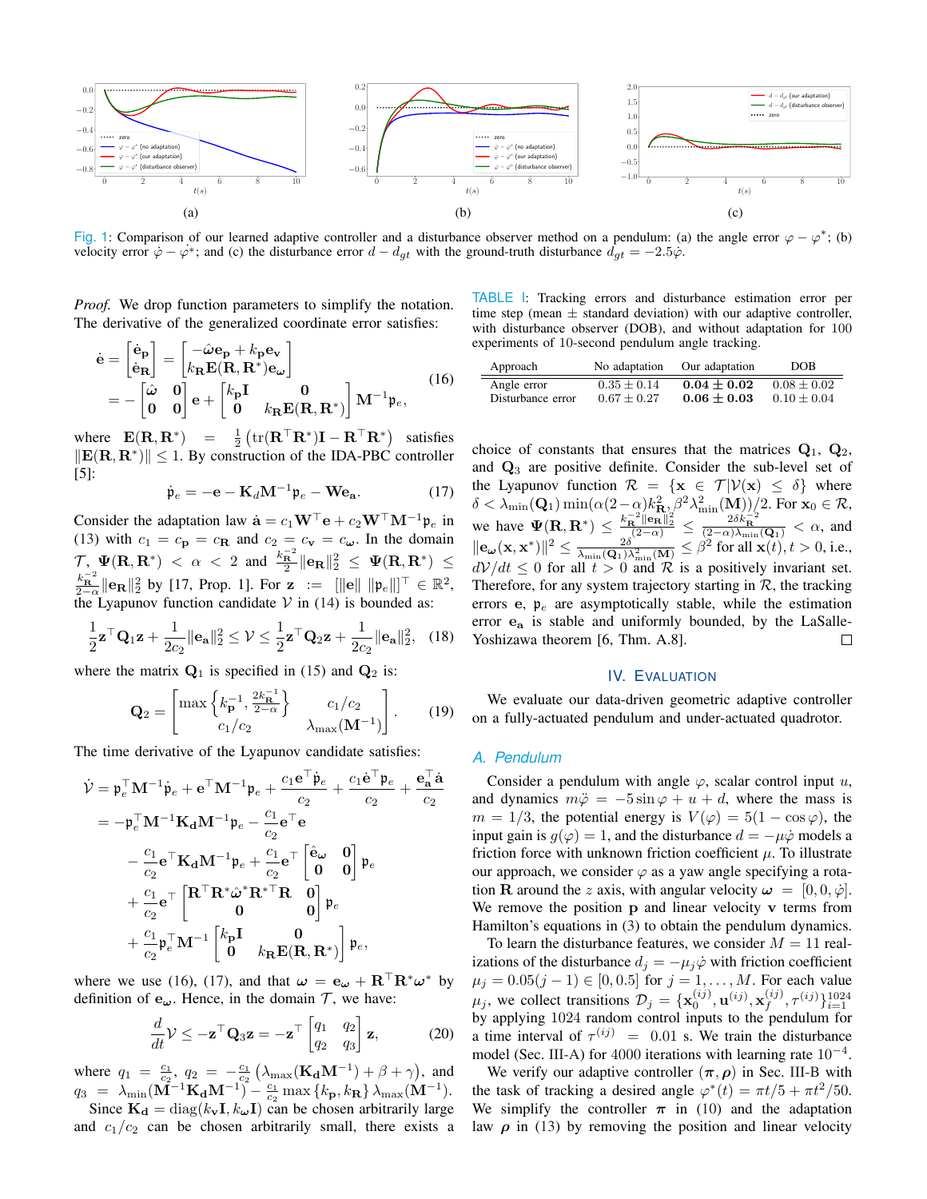Fig. 1: Comparison of our learned adaptive controller and a disturbance observer method on a pendulum: (a) the angle error $\varphi - \varphi^*$; (b) velocity error $\dot{\varphi} - \dot{\varphi}^*$; and (c) the disturbance error $d - d_{gt}$ with the ground-truth disturbance $d_{gt} = -2.5\dot{\varphi}$.

*Proof.* We drop function parameters to simplify the notation. The derivative of the generalized coordinate error satisfies:

$$\dot{\mathbf{e}} = \begin{bmatrix} \dot{\mathbf{e}}_\mathbf{p} \\ \dot{\mathbf{e}}_\mathbf{R} \end{bmatrix} = \begin{bmatrix} -\hat{\boldsymbol{\omega}}\mathbf{e}_\mathbf{p} + k_\mathbf{p}\mathbf{e}_\mathbf{v} \\ k_\mathbf{R}\mathbf{E}(\mathbf{R},\mathbf{R}^*)\mathbf{e}_{\boldsymbol{\omega}} \end{bmatrix} = -\begin{bmatrix} \hat{\boldsymbol{\omega}} & \mathbf{0} \\ \mathbf{0} & \mathbf{0} \end{bmatrix}\mathbf{e} + \begin{bmatrix} k_\mathbf{p}\mathbf{I} & \mathbf{0} \\ \mathbf{0} & k_\mathbf{R}\mathbf{E}(\mathbf{R},\mathbf{R}^*) \end{bmatrix}\mathbf{M}^{-1}\mathfrak{p}_e, \tag{16}$$

where $\mathbf{E}(\mathbf{R},\mathbf{R}^*) = \frac{1}{2}\left(\text{tr}(\mathbf{R}^\top\mathbf{R}^*)\mathbf{I} - \mathbf{R}^\top\mathbf{R}^*\right)$ satisfies $\|\mathbf{E}(\mathbf{R},\mathbf{R}^*)\| \leq 1$. By construction of the IDA-PBC controller [5]:

$$\dot{\mathfrak{p}}_e = -\mathbf{e} - \mathbf{K}_d\mathbf{M}^{-1}\mathfrak{p}_e - \mathbf{W}\mathbf{e}_\mathbf{a}. \tag{17}$$

Consider the adaptation law $\dot{\mathbf{a}} = c_1\mathbf{W}^\top\mathbf{e} + c_2\mathbf{W}^\top\mathbf{M}^{-1}\mathfrak{p}_e$ in (13) with $c_1 = c_\mathbf{p} = c_\mathbf{R}$ and $c_2 = c_\mathbf{v} = c_{\boldsymbol{\omega}}$. In the domain $\mathcal{T}$, $\Psi(\mathbf{R},\mathbf{R}^*) < \alpha < 2$ and $\frac{k_\mathbf{R}^{-2}}{2}\|\mathbf{e}_\mathbf{R}\|_2^2 \leq \Psi(\mathbf{R},\mathbf{R}^*) \leq \frac{k_\mathbf{R}^{-2}}{2-\alpha}\|\mathbf{e}_\mathbf{R}\|_2^2$ by [17, Prop. 1]. For $\mathbf{z} := [\|\mathbf{e}\| \; \|\mathfrak{p}_e\|]^\top \in \mathbb{R}^2$, the Lyapunov function candidate $\mathcal{V}$ in (14) is bounded as:

$$\frac{1}{2}\mathbf{z}^\top\mathbf{Q}_1\mathbf{z} + \frac{1}{2c_2}\|\mathbf{e}_\mathbf{a}\|_2^2 \leq \mathcal{V} \leq \frac{1}{2}\mathbf{z}^\top\mathbf{Q}_2\mathbf{z} + \frac{1}{2c_2}\|\mathbf{e}_\mathbf{a}\|_2^2, \tag{18}$$

where the matrix $\mathbf{Q}_1$ is specified in (15) and $\mathbf{Q}_2$ is:

$$\mathbf{Q}_2 = \begin{bmatrix} \max\left\{k_\mathbf{p}^{-1}, \frac{2k_\mathbf{R}^{-1}}{2-\alpha}\right\} & c_1/c_2 \\ c_1/c_2 & \lambda_{\max}(\mathbf{M}^{-1}) \end{bmatrix}. \tag{19}$$

The time derivative of the Lyapunov candidate satisfies:

$$\begin{aligned}
\dot{\mathcal{V}} &= \mathfrak{p}_e^\top\mathbf{M}^{-1}\dot{\mathfrak{p}}_e + \mathbf{e}^\top\mathbf{M}^{-1}\mathfrak{p}_e + \frac{c_1\mathbf{e}^\top\dot{\mathfrak{p}}_e}{c_2} + \frac{c_1\dot{\mathbf{e}}^\top\mathfrak{p}_e}{c_2} + \frac{\mathbf{e}_\mathbf{a}^\top\dot{\mathbf{a}}}{c_2} \\
&= -\mathfrak{p}_e^\top\mathbf{M}^{-1}\mathbf{K_d}\mathbf{M}^{-1}\mathfrak{p}_e - \frac{c_1}{c_2}\mathbf{e}^\top\mathbf{e} \\
&\quad - \frac{c_1}{c_2}\mathbf{e}^\top\mathbf{K_d}\mathbf{M}^{-1}\mathfrak{p}_e + \frac{c_1}{c_2}\mathbf{e}^\top\begin{bmatrix} \hat{\mathbf{e}}_{\boldsymbol{\omega}} & \mathbf{0} \\ \mathbf{0} & \mathbf{0} \end{bmatrix}\mathfrak{p}_e \\
&\quad + \frac{c_1}{c_2}\mathbf{e}^\top\begin{bmatrix} \mathbf{R}^\top\mathbf{R}^*\hat{\boldsymbol{\omega}}^*\mathbf{R}^{*\top}\mathbf{R} & \mathbf{0} \\ \mathbf{0} & \mathbf{0} \end{bmatrix}\mathfrak{p}_e \\
&\quad + \frac{c_1}{c_2}\mathfrak{p}_e^\top\mathbf{M}^{-1}\begin{bmatrix} k_\mathbf{p}\mathbf{I} & \mathbf{0} \\ \mathbf{0} & k_\mathbf{R}\mathbf{E}(\mathbf{R},\mathbf{R}^*) \end{bmatrix}\mathfrak{p}_e,
\end{aligned}$$

where we use (16), (17), and that $\boldsymbol{\omega} = \mathbf{e}_{\boldsymbol{\omega}} + \mathbf{R}^\top\mathbf{R}^*\boldsymbol{\omega}^*$ by definition of $\mathbf{e}_{\boldsymbol{\omega}}$. Hence, in the domain $\mathcal{T}$, we have:

$$\frac{d}{dt}\mathcal{V} \leq -\mathbf{z}^\top\mathbf{Q}_3\mathbf{z} = -\mathbf{z}^\top\begin{bmatrix} q_1 & q_2 \\ q_2 & q_3 \end{bmatrix}\mathbf{z}, \tag{20}$$

where $q_1 = \frac{c_1}{c_2}$, $q_2 = -\frac{c_1}{c_2}\left(\lambda_{\max}(\mathbf{K_d}\mathbf{M}^{-1}) + \beta + \gamma\right)$, and $q_3 = \lambda_{\min}(\mathbf{M}^{-1}\mathbf{K_d}\mathbf{M}^{-1}) - \frac{c_1}{c_2}\max\{k_\mathbf{p}, k_\mathbf{R}\}\lambda_{\max}(\mathbf{M}^{-1})$.

Since $\mathbf{K_d} = \text{diag}(k_\mathbf{v}\mathbf{I}, k_{\boldsymbol{\omega}}\mathbf{I})$ can be chosen arbitrarily large and $c_1/c_2$ can be chosen arbitrarily small, there exists a choice of constants that ensures that the matrices $\mathbf{Q}_1$, $\mathbf{Q}_2$, and $\mathbf{Q}_3$ are positive definite. Consider the sub-level set of the Lyapunov function $\mathcal{R} = \{\mathbf{x} \in \mathcal{T} | \mathcal{V}(\mathbf{x}) \leq \delta\}$ where $\delta < \lambda_{\min}(\mathbf{Q}_1)\min(\alpha(2-\alpha)k_\mathbf{R}^2, \beta^2\lambda_{\min}^2(\mathbf{M}))/2$. For $\mathbf{x}_0 \in \mathcal{R}$, we have $\Psi(\mathbf{R},\mathbf{R}^*) \leq \frac{k_\mathbf{R}^{-2}\|\mathbf{e}_\mathbf{R}\|_2^2}{(2-\alpha)} \leq \frac{2\delta k_\mathbf{R}^{-2}}{(2-\alpha)\lambda_{\min}(\mathbf{Q}_1)} < \alpha$, and $\|\mathbf{e}_{\boldsymbol{\omega}}(\mathbf{x},\mathbf{x}^*)\|^2 \leq \frac{2\delta}{\lambda_{\min}(\mathbf{Q}_1)\lambda_{\min}^2(\mathbf{M})} \leq \beta^2$ for all $\mathbf{x}(t), t > 0$, i.e., $d\mathcal{V}/dt \leq 0$ for all $t > 0$ and $\mathcal{R}$ is a positively invariant set. Therefore, for any system trajectory starting in $\mathcal{R}$, the tracking errors $\mathbf{e}$, $\mathfrak{p}_e$ are asymptotically stable, while the estimation error $\mathbf{e_a}$ is stable and uniformly bounded, by the LaSalle-Yoshizawa theorem [6, Thm. A.8]. □

TABLE I: Tracking errors and disturbance estimation error per time step (mean ± standard deviation) with our adaptive controller, with disturbance observer (DOB), and without adaptation for 100 experiments of 10-second pendulum angle tracking.

| Approach | No adaptation | Our adaptation | DOB |
|---|---|---|---|
| Angle error | $0.35 \pm 0.14$ | $\mathbf{0.04 \pm 0.02}$ | $0.08 \pm 0.02$ |
| Disturbance error | $0.67 \pm 0.27$ | $\mathbf{0.06 \pm 0.03}$ | $0.10 \pm 0.04$ |

## IV. Evaluation

We evaluate our data-driven geometric adaptive controller on a fully-actuated pendulum and under-actuated quadrotor.

### A. Pendulum

Consider a pendulum with angle $\varphi$, scalar control input $u$, and dynamics $m\ddot{\varphi} = -5\sin\varphi + u + d$, where the mass is $m = 1/3$, the potential energy is $V(\varphi) = 5(1 - \cos\varphi)$, the input gain is $g(\varphi) = 1$, and the disturbance $d = -\mu\dot{\varphi}$ models a friction force with unknown friction coefficient $\mu$. To illustrate our approach, we consider $\varphi$ as a yaw angle specifying a rotation $\mathbf{R}$ around the $z$ axis, with angular velocity $\boldsymbol{\omega} = [0, 0, \dot{\varphi}]$. We remove the position $\mathbf{p}$ and linear velocity $\mathbf{v}$ terms from Hamilton's equations in (3) to obtain the pendulum dynamics.

To learn the disturbance features, we consider $M = 11$ realizations of the disturbance $d_j = -\mu_j\dot{\varphi}$ with friction coefficient $\mu_j = 0.05(j-1) \in [0, 0.5]$ for $j = 1, \ldots, M$. For each value $\mu_j$, we collect transitions $\mathcal{D}_j = \{\mathbf{x}_0^{(ij)}, \mathbf{u}^{(ij)}, \mathbf{x}_f^{(ij)}, \tau^{(ij)}\}_{i=1}^{1024}$ by applying 1024 random control inputs to the pendulum for a time interval of $\tau^{(ij)} = 0.01$ s. We train the disturbance model (Sec. III-A) for 4000 iterations with learning rate $10^{-4}$.

We verify our adaptive controller $(\boldsymbol{\pi}, \boldsymbol{\rho})$ in Sec. III-B with the task of tracking a desired angle $\varphi^*(t) = \pi t/5 + \pi t^2/50$. We simplify the controller $\boldsymbol{\pi}$ in (10) and the adaptation law $\boldsymbol{\rho}$ in (13) by removing the position and linear velocity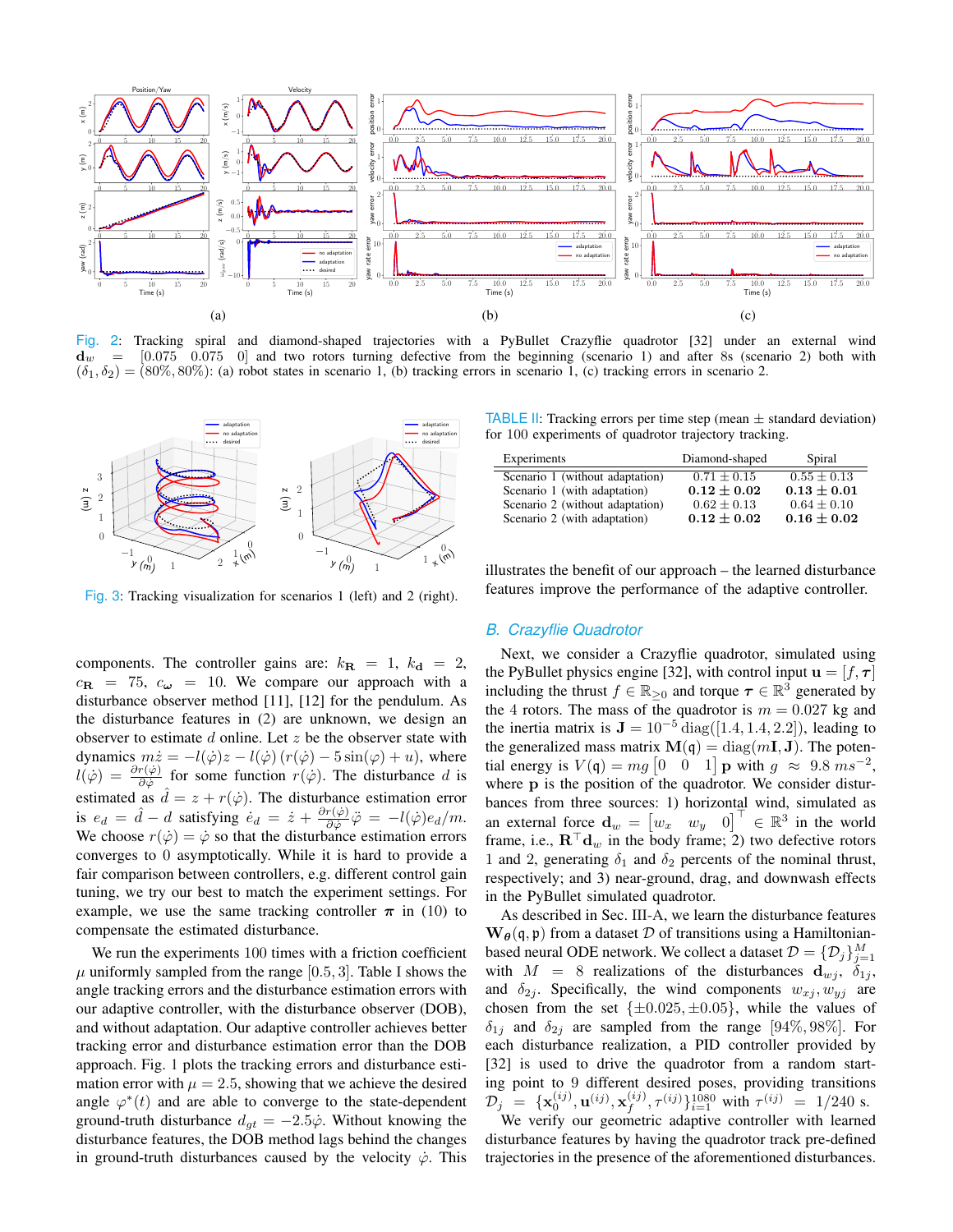Fig. 2: Tracking spiral and diamond-shaped trajectories with a PyBullet Crazyflie quadrotor [32] under an external wind $\mathbf{d}_w = [0.075 \quad 0.075 \quad 0]$ and two rotors turning defective from the beginning (scenario 1) and after 8s (scenario 2) both with $(\delta_1, \delta_2) = (80\%, 80\%)$: (a) robot states in scenario 1, (b) tracking errors in scenario 1, (c) tracking errors in scenario 2.

Fig. 3: Tracking visualization for scenarios 1 (left) and 2 (right).

components. The controller gains are: $k_{\mathbf{R}} = 1$, $k_{\mathbf{d}} = 2$, $c_{\mathbf{R}} = 75$, $c_{\boldsymbol{\omega}} = 10$. We compare our approach with a disturbance observer method [11], [12] for the pendulum. As the disturbance features in (2) are unknown, we design an observer to estimate $d$ online. Let $z$ be the observer state with dynamics $m\dot{z} = -l(\dot{\varphi})z - l(\dot{\varphi})\left(r(\dot{\varphi}) - 5\sin(\varphi) + u\right)$, where $l(\dot{\varphi}) = \frac{\partial r(\dot{\varphi})}{\partial \dot{\varphi}}$ for some function $r(\dot{\varphi})$. The disturbance $d$ is estimated as $\hat{d} = z + r(\dot{\varphi})$. The disturbance estimation error is $e_d = \hat{d} - d$ satisfying $\dot{e}_d = \dot{z} + \frac{\partial r(\dot{\varphi})}{\partial \dot{\varphi}}\ddot{\varphi} = -l(\dot{\varphi})e_d/m$. We choose $r(\dot{\varphi}) = \dot{\varphi}$ so that the disturbance estimation errors converges to 0 asymptotically. While it is hard to provide a fair comparison between controllers, e.g. different control gain tuning, we try our best to match the experiment settings. For example, we use the same tracking controller $\boldsymbol{\pi}$ in (10) to compensate the estimated disturbance.

We run the experiments 100 times with a friction coefficient $\mu$ uniformly sampled from the range $[0.5, 3]$. Table I shows the disturbance estimation errors with our adaptive controller, with the disturbance observer (DOB), and without adaptation. Our adaptive controller achieves better tracking error and disturbance estimation error than the DOB approach. Fig. 1 plots the tracking errors and disturbance estimation error with $\mu = 2.5$, showing that we achieve the desired angle $\varphi^*(t)$ and are able to converge to the state-dependent ground-truth disturbance $d_{gt} = -2.5\dot{\varphi}$. Without knowing the disturbance features, the DOB method lags behind the changes in ground-truth disturbances caused by the velocity $\dot{\varphi}$. This illustrates the benefit of our approach – the learned disturbance features improve the performance of the adaptive controller.

TABLE II: Tracking errors per time step (mean ± standard deviation) for 100 experiments of quadrotor trajectory tracking.

| Experiments | Diamond-shaped | Spiral |
|---|---|---|
| Scenario 1 (without adaptation) | $0.71 \pm 0.15$ | $0.55 \pm 0.13$ |
| Scenario 1 (with adaptation) | $\mathbf{0.12 \pm 0.02}$ | $\mathbf{0.13 \pm 0.01}$ |
| Scenario 2 (without adaptation) | $0.62 \pm 0.13$ | $0.64 \pm 0.10$ |
| Scenario 2 (with adaptation) | $\mathbf{0.12 \pm 0.02}$ | $\mathbf{0.16 \pm 0.02}$ |

## B. Crazyflie Quadrotor

Next, we consider a Crazyflie quadrotor, simulated using the PyBullet physics engine [32], with control input $\mathbf{u} = [f, \boldsymbol{\tau}]$ including the thrust $f \in \mathbb{R}_{>0}$ and torque $\boldsymbol{\tau} \in \mathbb{R}^3$ generated by the 4 rotors. The mass of the quadrotor is $m = 0.027$ kg and the inertia matrix is $\mathbf{J} = 10^{-5}\,\mathrm{diag}([1.4, 1.4, 2.2])$, leading to the generalized mass matrix $\mathbf{M}(\mathfrak{q}) = \mathrm{diag}(m\mathbf{I}, \mathbf{J})$. The potential energy is $V(\mathfrak{q}) = mg\begin{bmatrix}0 & 0 & 1\end{bmatrix}\mathbf{p}$ with $g \approx 9.8\,ms^{-2}$, where $\mathbf{p}$ is the position of the quadrotor. We consider disturbances from three sources: 1) horizontal wind, simulated as an external force $\mathbf{d}_w = \begin{bmatrix}w_x & w_y & 0\end{bmatrix}^\top \in \mathbb{R}^3$ in the world frame, i.e., $\mathbf{R}^\top\mathbf{d}_w$ in the body frame; 2) two defective rotors 1 and 2, generating $\delta_1$ and $\delta_2$ percents of the nominal thrust, respectively; and 3) near-ground, drag, and downwash effects in the PyBullet simulated quadrotor.

As described in Sec. III-A, we learn the disturbance features $\mathbf{W}_{\boldsymbol{\theta}}(\mathfrak{q}, \mathfrak{p})$ from a dataset $\mathcal{D}$ of transitions using a Hamiltonian-based neural ODE network. We collect a dataset $\mathcal{D} = \{\mathcal{D}_j\}_{j=1}^{M}$ with $M = 8$ realizations of the disturbances $\mathbf{d}_{wj}$, $\delta_{1j}$, and $\delta_{2j}$. Specifically, the wind components $w_{xj}, w_{yj}$ are chosen from the set $\{\pm 0.025, \pm 0.05\}$, while the values of $\delta_{1j}$ and $\delta_{2j}$ are sampled from the range $[94\%, 98\%]$. For each disturbance realization, a PID controller provided by [32] is used to drive the quadrotor from a random starting point to 9 different desired poses, providing transitions $\mathcal{D}_j = \{\mathbf{x}_0^{(ij)}, \mathbf{u}^{(ij)}, \mathbf{x}_f^{(ij)}, \tau^{(ij)}\}_{i=1}^{1080}$ with $\tau^{(ij)} = 1/240$ s.

We verify our geometric adaptive controller with learned disturbance features by having the quadrotor track pre-defined trajectories in the presence of the aforementioned disturbances.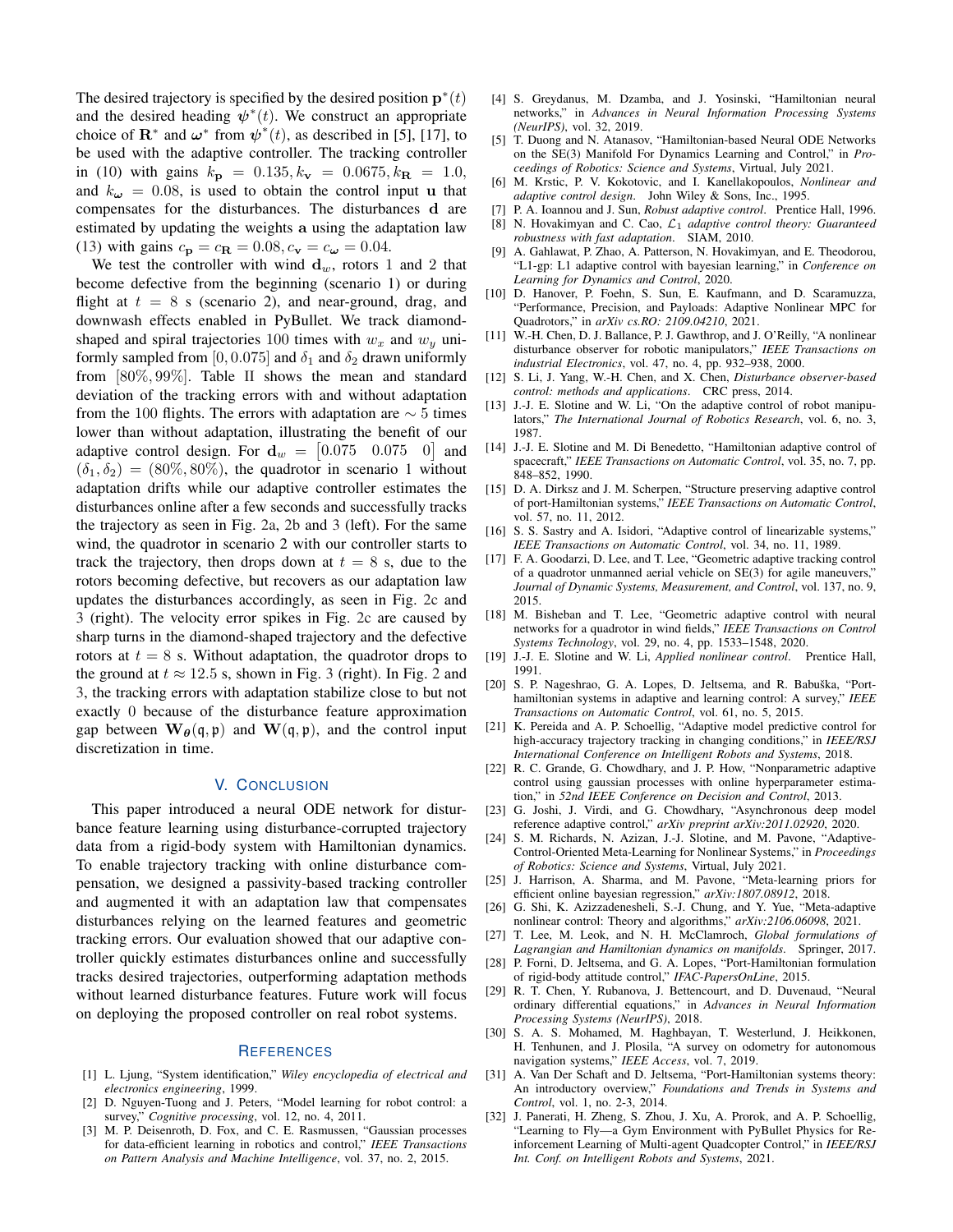The desired trajectory is specified by the desired position $\mathbf{p}^*(t)$ and the desired heading $\boldsymbol{\psi}^*(t)$. We construct an appropriate choice of $\mathbf{R}^*$ and $\boldsymbol{\omega}^*$ from $\boldsymbol{\psi}^*(t)$, as described in [5], [17], to be used with the adaptive controller. The tracking controller in (10) with gains $k_{\mathbf{p}} = 0.135, k_{\mathbf{v}} = 0.0675, k_{\mathbf{R}} = 1.0$, and $k_{\boldsymbol{\omega}} = 0.08$, is used to obtain the control input $\mathbf{u}$ that compensates for the disturbances. The disturbances $\mathbf{d}$ are estimated by updating the weights $\mathbf{a}$ using the adaptation law (13) with gains $c_{\mathbf{p}} = c_{\mathbf{R}} = 0.08, c_{\mathbf{v}} = c_{\boldsymbol{\omega}} = 0.04$.

We test the controller with wind $\mathbf{d}_w$, rotors 1 and 2 that become defective from the beginning (scenario 1) or during flight at $t = 8$ s (scenario 2), and near-ground, drag, and downwash effects enabled in PyBullet. We track diamond-shaped and spiral trajectories 100 times with $w_x$ and $w_y$ uniformly sampled from $[0, 0.075]$ and $\delta_1$ and $\delta_2$ drawn uniformly from $[80\%, 99\%]$. Table II shows the mean and standard deviation of the tracking errors with and without adaptation from the 100 flights. The errors with adaptation are $\sim 5$ times lower than without adaptation, illustrating the benefit of our adaptive control design. For $\mathbf{d}_w = \begin{bmatrix} 0.075 & 0.075 & 0 \end{bmatrix}$ and $(\delta_1, \delta_2) = (80\%, 80\%)$, the quadrotor in scenario 1 without adaptation drifts while our adaptive controller estimates the disturbances online after a few seconds and successfully tracks the trajectory as seen in Fig. 2a, 2b and 3 (left). For the same wind, the quadrotor in scenario 2 with our controller starts to track the trajectory, then drops down at $t = 8$ s, due to the rotors becoming defective, but recovers as our adaptation law updates the disturbances accordingly, as seen in Fig. 2c and 3 (right). The velocity error spikes in Fig. 2c are caused by sharp turns in the diamond-shaped trajectory and the defective rotors at $t = 8$ s. Without adaptation, the quadrotor drops to the ground at $t \approx 12.5$ s, shown in Fig. 3 (right). In Fig. 2 and 3, the tracking errors with adaptation stabilize close to but not exactly 0 because of the disturbance feature approximation gap between $\mathbf{W}_{\boldsymbol{\theta}}(\mathfrak{q}, \mathfrak{p})$ and $\mathbf{W}(\mathfrak{q}, \mathfrak{p})$, and the control input discretization in time.

## V. Conclusion

This paper introduced a neural ODE network for disturbance feature learning using disturbance-corrupted trajectory data from a rigid-body system with Hamiltonian dynamics. To enable trajectory tracking with online disturbance compensation, we designed a passivity-based tracking controller and augmented it with an adaptation law that compensates disturbances relying on the learned features and geometric tracking errors. Our evaluation showed that our adaptive controller quickly estimates disturbances online and successfully tracks desired trajectories, outperforming adaptation methods without learned disturbance features. Future work will focus on deploying the proposed controller on real robot systems.

## References

[1] L. Ljung, "System identification," *Wiley encyclopedia of electrical and electronics engineering*, 1999.

[2] D. Nguyen-Tuong and J. Peters, "Model learning for robot control: a survey," *Cognitive processing*, vol. 12, no. 4, 2011.

[3] M. P. Deisenroth, D. Fox, and C. E. Rasmussen, "Gaussian processes for data-efficient learning in robotics and control," *IEEE Transactions on Pattern Analysis and Machine Intelligence*, vol. 37, no. 2, 2015.

[4] S. Greydanus, M. Dzamba, and J. Yosinski, "Hamiltonian neural networks," in *Advances in Neural Information Processing Systems (NeurIPS)*, vol. 32, 2019.

[5] T. Duong and N. Atanasov, "Hamiltonian-based Neural ODE Networks on the SE(3) Manifold For Dynamics Learning and Control," in *Proceedings of Robotics: Science and Systems*, Virtual, July 2021.

[6] M. Krstic, P. V. Kokotovic, and I. Kanellakopoulos, *Nonlinear and adaptive control design*. John Wiley & Sons, Inc., 1995.

[7] P. A. Ioannou and J. Sun, *Robust adaptive control*. Prentice Hall, 1996.

[8] N. Hovakimyan and C. Cao, *$\mathcal{L}_1$ adaptive control theory: Guaranteed robustness with fast adaptation*. SIAM, 2010.

[9] A. Gahlawat, P. Zhao, A. Patterson, N. Hovakimyan, and E. Theodorou, "L1-gp: L1 adaptive control with bayesian learning," in *Conference on Learning for Dynamics and Control*, 2020.

[10] D. Hanover, P. Foehn, S. Sun, E. Kaufmann, and D. Scaramuzza, "Performance, Precision, and Payloads: Adaptive Nonlinear MPC for Quadrotors," in *arXiv cs.RO: 2109.04210*, 2021.

[11] W.-H. Chen, D. J. Ballance, P. J. Gawthrop, and J. O'Reilly, "A nonlinear disturbance observer for robotic manipulators," *IEEE Transactions on industrial Electronics*, vol. 47, no. 4, pp. 932–938, 2000.

[12] S. Li, J. Yang, W.-H. Chen, and X. Chen, *Disturbance observer-based control: methods and applications*. CRC press, 2014.

[13] J.-J. E. Slotine and W. Li, "On the adaptive control of robot manipulators," *The International Journal of Robotics Research*, vol. 6, no. 3, 1987.

[14] J.-J. E. Slotine and M. Di Benedetto, "Hamiltonian adaptive control of spacecraft," *IEEE Transactions on Automatic Control*, vol. 35, no. 7, pp. 848–852, 1990.

[15] D. A. Dirksz and J. M. Scherpen, "Structure preserving adaptive control of port-Hamiltonian systems," *IEEE Transactions on Automatic Control*, vol. 57, no. 11, 2012.

[16] S. S. Sastry and A. Isidori, "Adaptive control of linearizable systems," *IEEE Transactions on Automatic Control*, vol. 34, no. 11, 1989.

[17] F. A. Goodarzi, D. Lee, and T. Lee, "Geometric adaptive tracking control of a quadrotor unmanned aerial vehicle on SE(3) for agile maneuvers," *Journal of Dynamic Systems, Measurement, and Control*, vol. 137, no. 9, 2015.

[18] M. Bisheban and T. Lee, "Geometric adaptive control with neural networks for a quadrotor in wind fields," *IEEE Transactions on Control Systems Technology*, vol. 29, no. 4, pp. 1533–1548, 2020.

[19] J.-J. E. Slotine and W. Li, *Applied nonlinear control*. Prentice Hall, 1991.

[20] S. P. Nageshrao, G. A. Lopes, D. Jeltsema, and R. Babuška, "Port-hamiltonian systems in adaptive and learning control: A survey," *IEEE Transactions on Automatic Control*, vol. 61, no. 5, 2015.

[21] K. Pereida and A. P. Schoellig, "Adaptive model predictive control for high-accuracy trajectory tracking in changing conditions," in *IEEE/RSJ International Conference on Intelligent Robots and Systems*, 2018.

[22] R. C. Grande, G. Chowdhary, and J. P. How, "Nonparametric adaptive control using gaussian processes with online hyperparameter estimation," in *52nd IEEE Conference on Decision and Control*, 2013.

[23] G. Joshi, J. Virdi, and G. Chowdhary, "Asynchronous deep model reference adaptive control," *arXiv preprint arXiv:2011.02920*, 2020.

[24] S. M. Richards, N. Azizan, J.-J. Slotine, and M. Pavone, "Adaptive-Control-Oriented Meta-Learning for Nonlinear Systems," in *Proceedings of Robotics: Science and Systems*, Virtual, July 2021.

[25] J. Harrison, A. Sharma, and M. Pavone, "Meta-learning priors for efficient online bayesian regression," *arXiv:1807.08912*, 2018.

[26] G. Shi, K. Azizzadenesheli, S.-J. Chung, and Y. Yue, "Meta-adaptive nonlinear control: Theory and algorithms," *arXiv:2106.06098*, 2021.

[27] T. Lee, M. Leok, and N. H. McClamroch, *Global formulations of Lagrangian and Hamiltonian dynamics on manifolds*. Springer, 2017.

[28] P. Forni, D. Jeltsema, and G. A. Lopes, "Port-Hamiltonian formulation of rigid-body attitude control," *IFAC-PapersOnLine*, 2015.

[29] R. T. Chen, Y. Rubanova, J. Bettencourt, and D. Duvenaud, "Neural ordinary differential equations," in *Advances in Neural Information Processing Systems (NeurIPS)*, 2018.

[30] S. A. S. Mohamed, M. Haghbayan, T. Westerlund, J. Heikkonen, H. Tenhunen, and J. Plosila, "A survey on odometry for autonomous navigation systems," *IEEE Access*, vol. 7, 2019.

[31] A. Van Der Schaft and D. Jeltsema, "Port-Hamiltonian systems theory: An introductory overview," *Foundations and Trends in Systems and Control*, vol. 1, no. 2-3, 2014.

[32] J. Panerati, H. Zheng, S. Zhou, J. Xu, A. Prorok, and A. P. Schoellig, "Learning to Fly—a Gym Environment with PyBullet Physics for Reinforcement Learning of Multi-agent Quadcopter Control," in *IEEE/RSJ Int. Conf. on Intelligent Robots and Systems*, 2021.